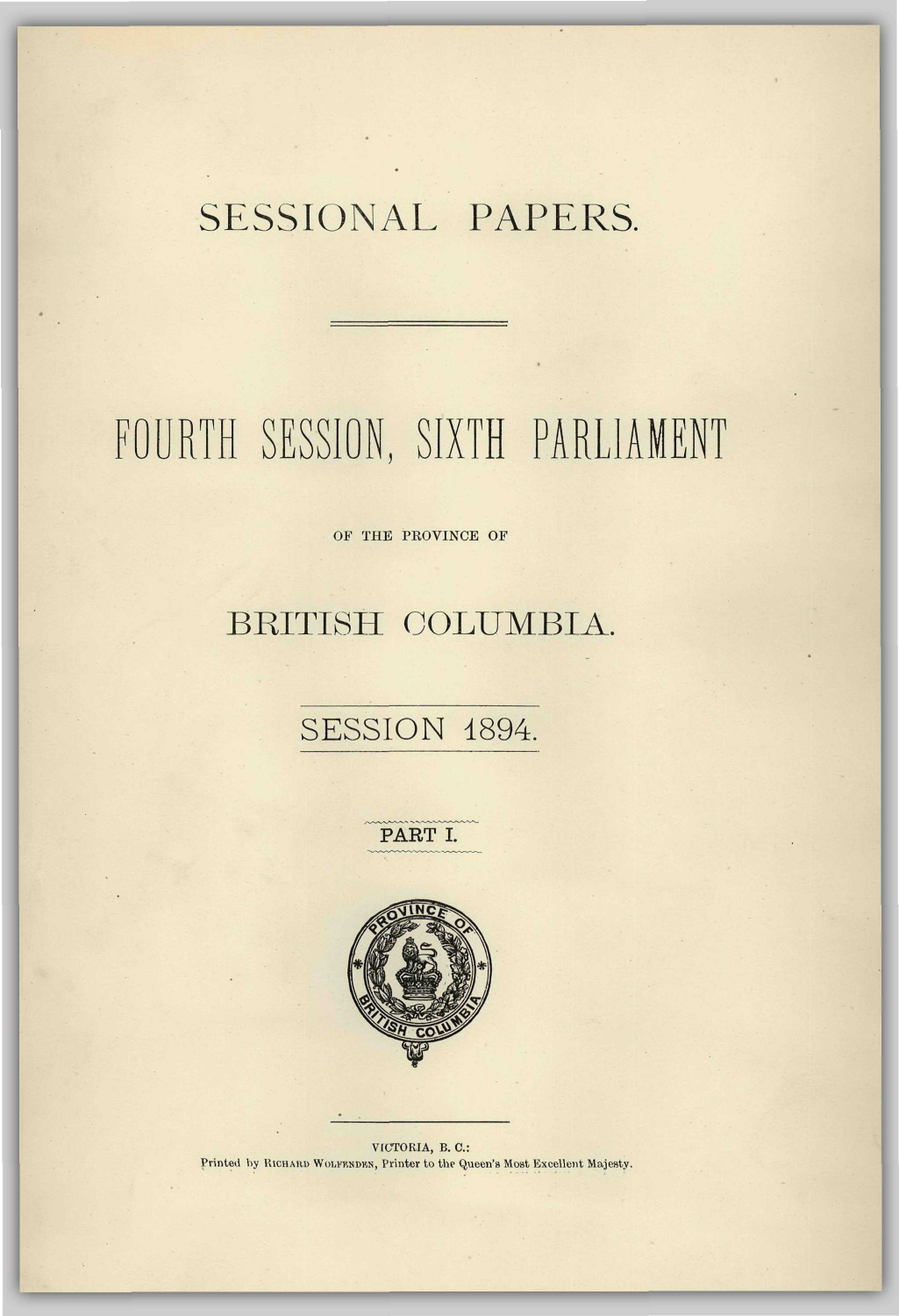# SESSIONAL PAPERS.

---

# FOURTH SESSION, SIXTH PARLIAMENT

OF THE PROVINCE OF

## BRITISH COLUMBIA.

## SESSION 1894.

### PART I.

---

VICTORIA, B. C.:
Printed by RICHARD WOLFENDEN, Printer to the Queen's Most Excellent Majesty.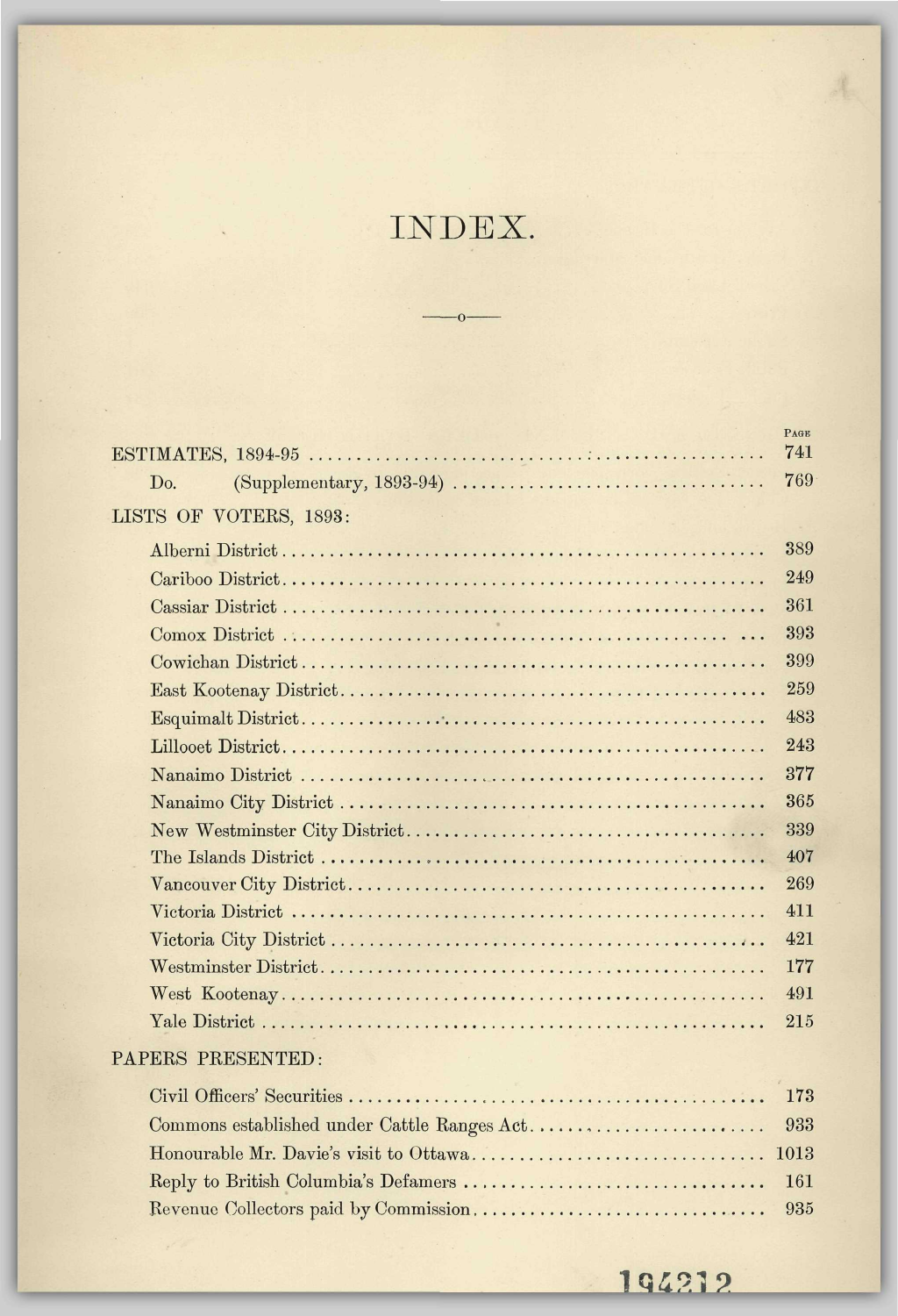# INDEX.

| | Page |
|---|---|
| ESTIMATES, 1894-95 | 741 |
| Do. (Supplementary, 1893-94) | 769 |
| **LISTS OF VOTERS, 1893:** | |
| Alberni District | 389 |
| Cariboo District | 249 |
| Cassiar District | 361 |
| Comox District | 393 |
| Cowichan District | 399 |
| East Kootenay District | 259 |
| Esquimalt District | 483 |
| Lillooet District | 243 |
| Nanaimo District | 377 |
| Nanaimo City District | 365 |
| New Westminster City District | 339 |
| The Islands District | 407 |
| Vancouver City District | 269 |
| Victoria District | 411 |
| Victoria City District | 421 |
| Westminster District | 177 |
| West Kootenay | 491 |
| Yale District | 215 |
| **PAPERS PRESENTED:** | |
| Civil Officers' Securities | 173 |
| Commons established under Cattle Ranges Act | 933 |
| Honourable Mr. Davie's visit to Ottawa | 1013 |
| Reply to British Columbia's Defamers | 161 |
| Revenue Collectors paid by Commission | 935 |

194212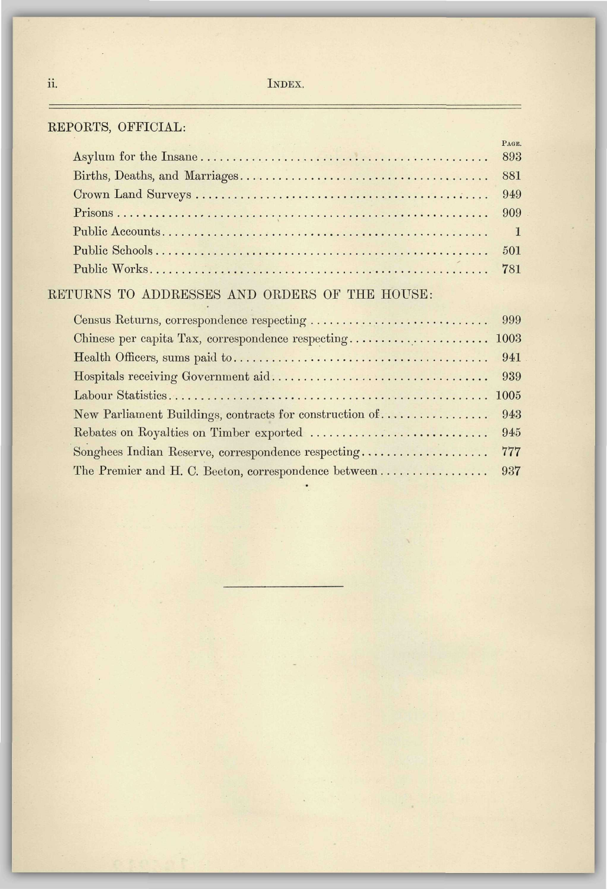## REPORTS, OFFICIAL:

| | Page. |
|---|---|
| Asylum for the Insane | 893 |
| Births, Deaths, and Marriages | 881 |
| Crown Land Surveys | 949 |
| Prisons | 909 |
| Public Accounts | 1 |
| Public Schools | 501 |
| Public Works | 781 |

## RETURNS TO ADDRESSES AND ORDERS OF THE HOUSE:

| | |
|---|---|
| Census Returns, correspondence respecting | 999 |
| Chinese per capita Tax, correspondence respecting | 1003 |
| Health Officers, sums paid to | 941 |
| Hospitals receiving Government aid | 939 |
| Labour Statistics | 1005 |
| New Parliament Buildings, contracts for construction of | 943 |
| Rebates on Royalties on Timber exported | 945 |
| Songhees Indian Reserve, correspondence respecting | 777 |
| The Premier and H. C. Beeton, correspondence between | 937 |